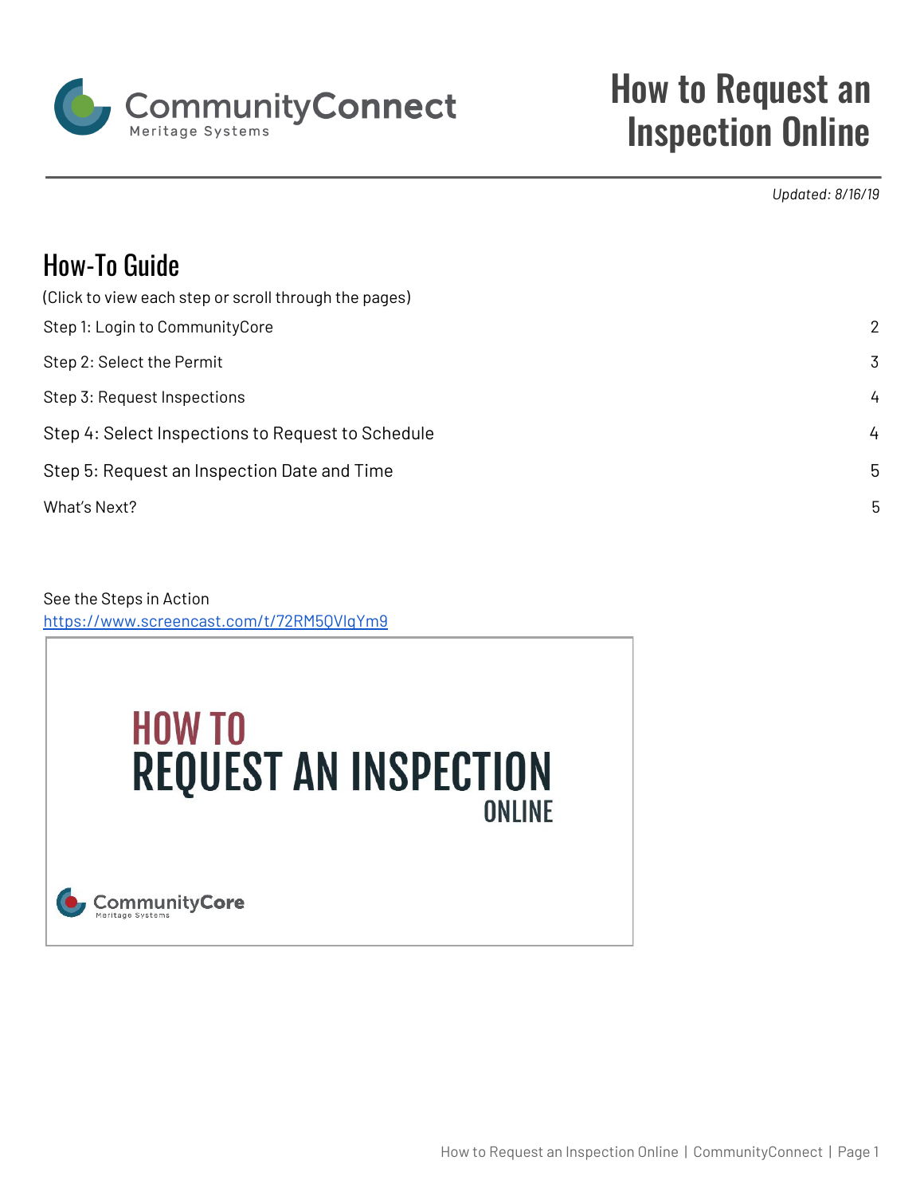CommunityConnect
Meritage Systems

# How to Request an Inspection Online

*Updated: 8/16/19*

## How-To Guide

(Click to view each step or scroll through the pages)

| | |
|---|---|
| Step 1: Login to CommunityCore | 2 |
| Step 2: Select the Permit | 3 |
| Step 3: Request Inspections | 4 |
| Step 4: Select Inspections to Request to Schedule | 4 |
| Step 5: Request an Inspection Date and Time | 5 |
| What's Next? | 5 |

See the Steps in Action
https://www.screencast.com/t/72RM5QVlqYm9

HOW TO
REQUEST AN INSPECTION
ONLINE

CommunityCore
Meritage Systems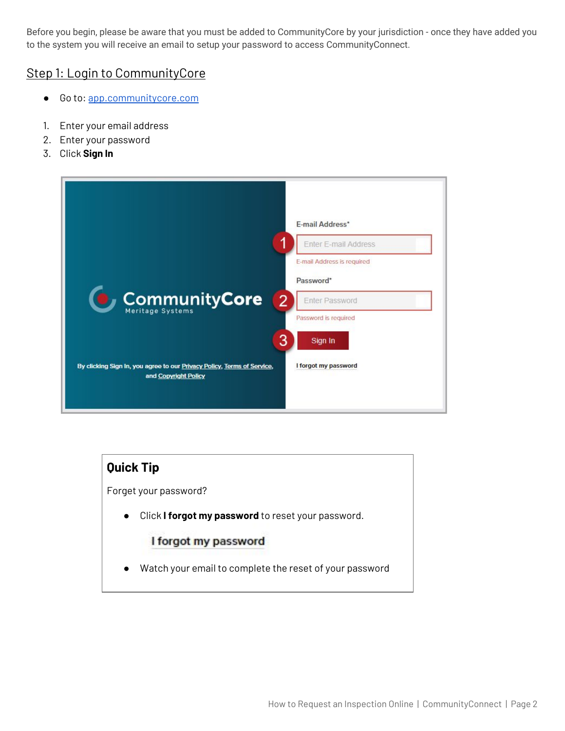Before you begin, please be aware that you must be added to CommunityCore by your jurisdiction - once they have added you to the system you will receive an email to setup your password to access CommunityConnect.

## Step 1: Login to CommunityCore

- Go to: [app.communitycore.com](app.communitycore.com)

1. Enter your email address
2. Enter your password
3. Click **Sign In**

### Quick Tip

Forget your password?

- Click **I forgot my password** to reset your password.
- Watch your email to complete the reset of your password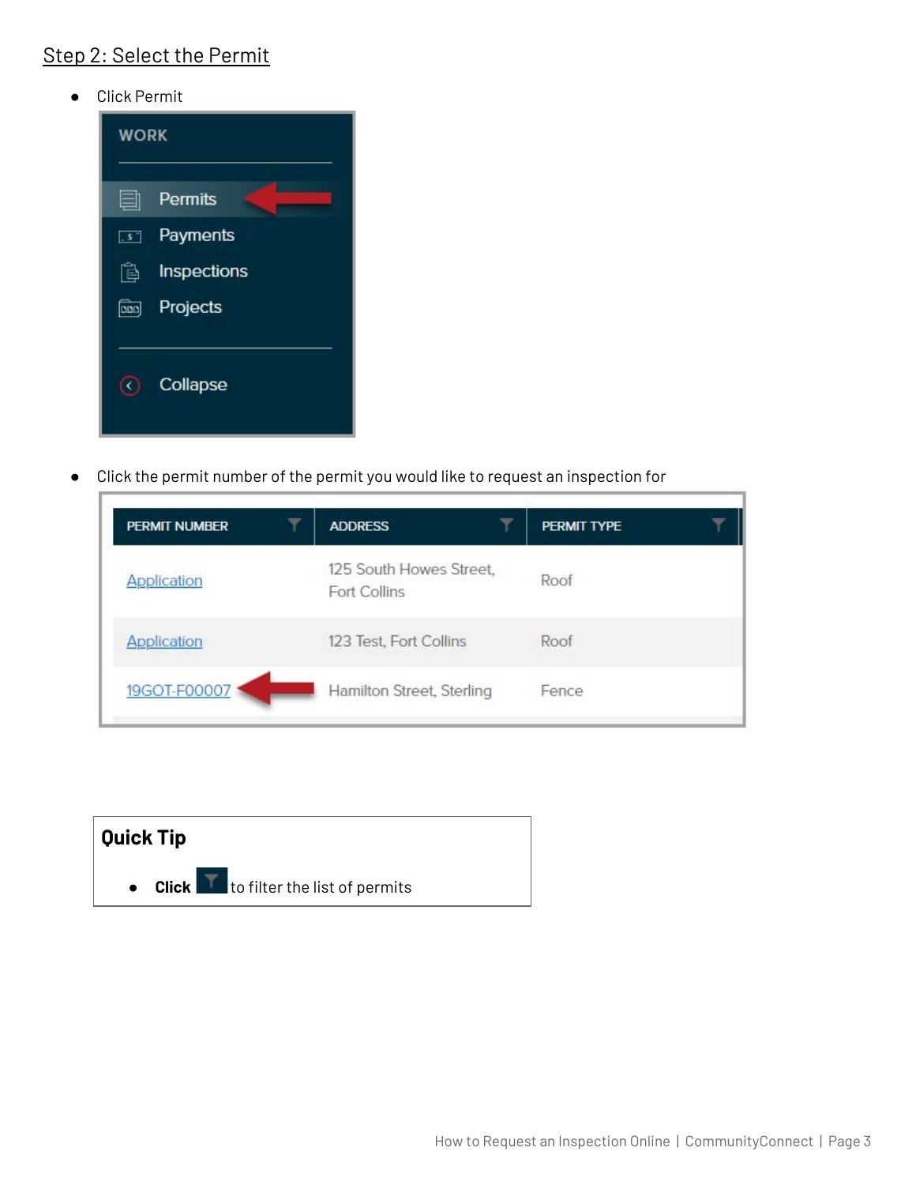## Step 2: Select the Permit

- Click Permit

WORK

- Permits
- Payments
- Inspections
- Projects

Collapse

- Click the permit number of the permit you would like to request an inspection for

| PERMIT NUMBER | ADDRESS | PERMIT TYPE |
|---|---|---|
| Application | 125 South Howes Street, Fort Collins | Roof |
| Application | 123 Test, Fort Collins | Roof |
| 19GOT-F00007 | Hamilton Street, Sterling | Fence |

**Quick Tip**

- **Click** to filter the list of permits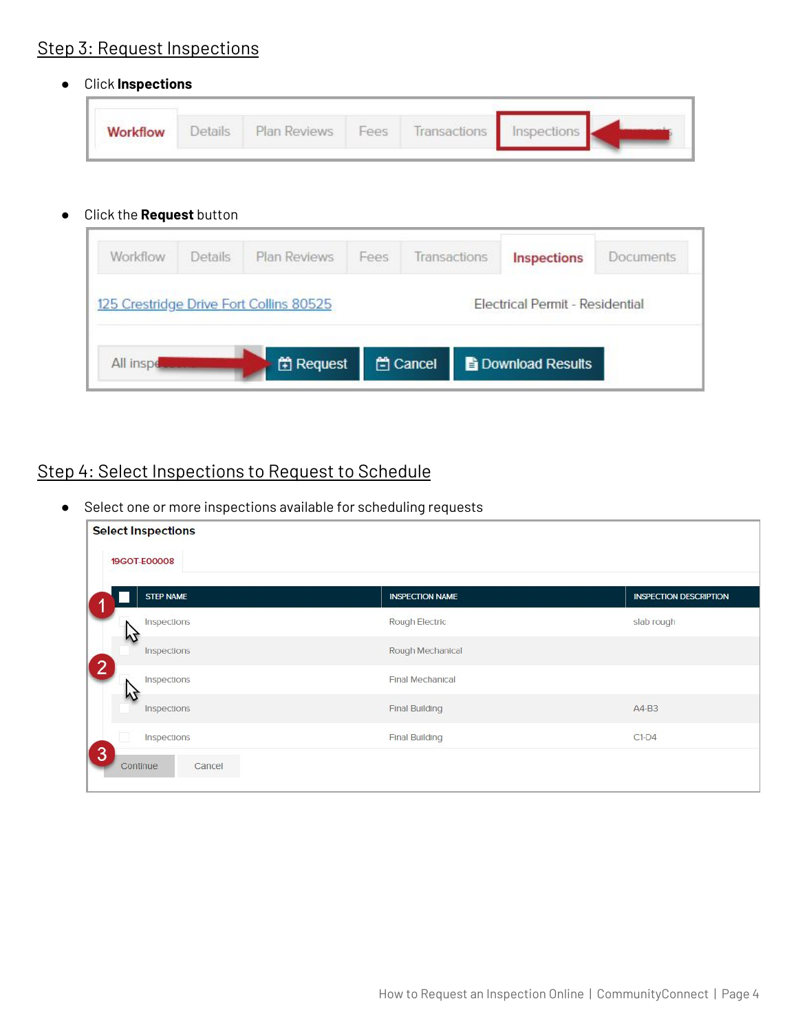## Step 3: Request Inspections

- Click **Inspections**

- Click the **Request** button

## Step 4: Select Inspections to Request to Schedule

- Select one or more inspections available for scheduling requests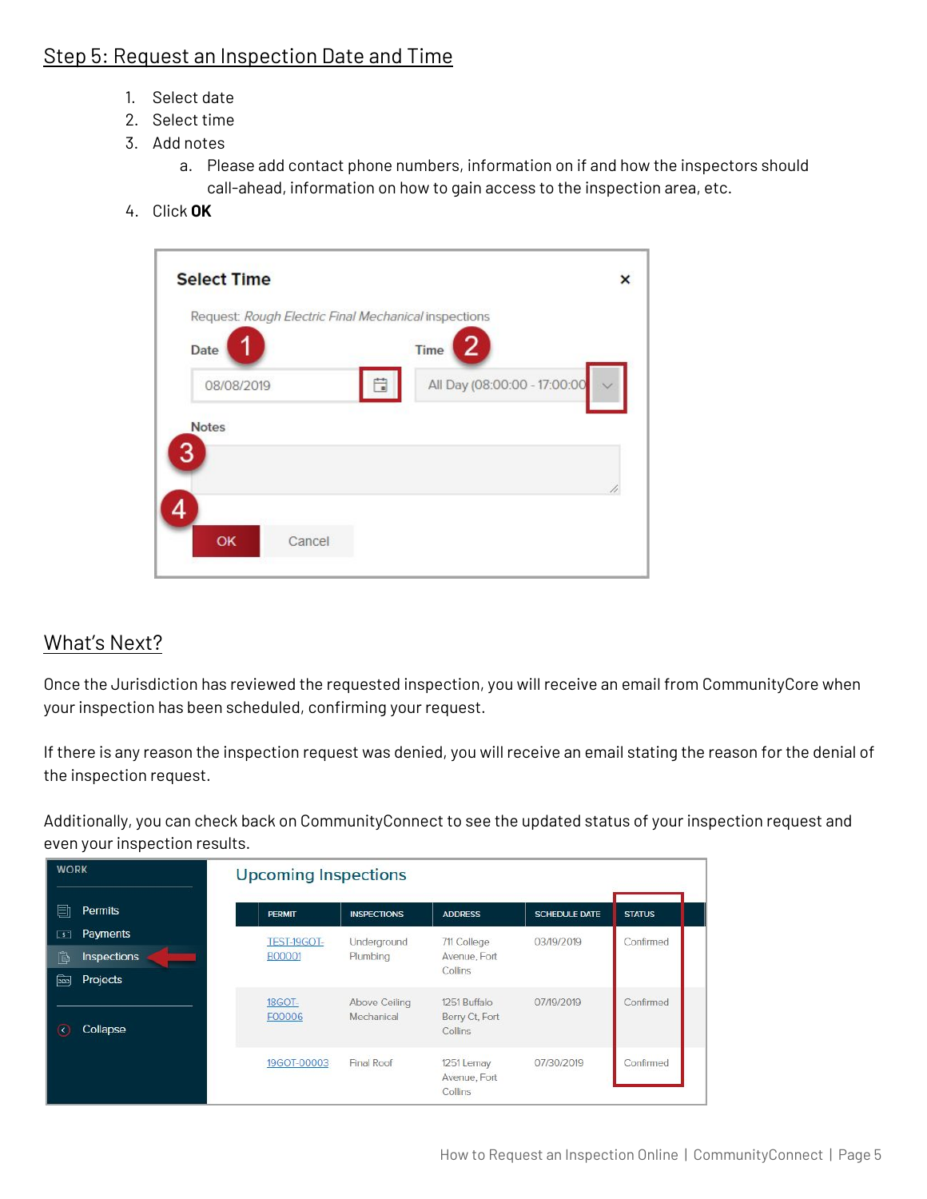## Step 5: Request an Inspection Date and Time

1. Select date
2. Select time
3. Add notes
   a. Please add contact phone numbers, information on if and how the inspectors should call-ahead, information on how to gain access to the inspection area, etc.
4. Click **OK**

Select Time

Request: *Rough Electric Final Mechanical* inspections

Date 1

08/08/2019

Time 2

All Day (08:00:00 - 17:00:00

Notes

3

4

OK Cancel

## What's Next?

Once the Jurisdiction has reviewed the requested inspection, you will receive an email from CommunityCore when your inspection has been scheduled, confirming your request.

If there is any reason the inspection request was denied, you will receive an email stating the reason for the denial of the inspection request.

Additionally, you can check back on CommunityConnect to see the updated status of your inspection request and even your inspection results.

WORK

Permits

Payments

Inspections

Projects

Collapse

Upcoming Inspections

| PERMIT | INSPECTIONS | ADDRESS | SCHEDULE DATE | STATUS |
|---|---|---|---|---|
| TEST-19GOT-B00001 | Underground Plumbing | 711 College Avenue, Fort Collins | 03/19/2019 | Confirmed |
| 18GOT-F00006 | Above Ceiling Mechanical | 1251 Buffalo Berry Ct, Fort Collins | 07/19/2019 | Confirmed |
| 19GOT-00003 | Final Roof | 1251 Lemay Avenue, Fort Collins | 07/30/2019 | Confirmed |